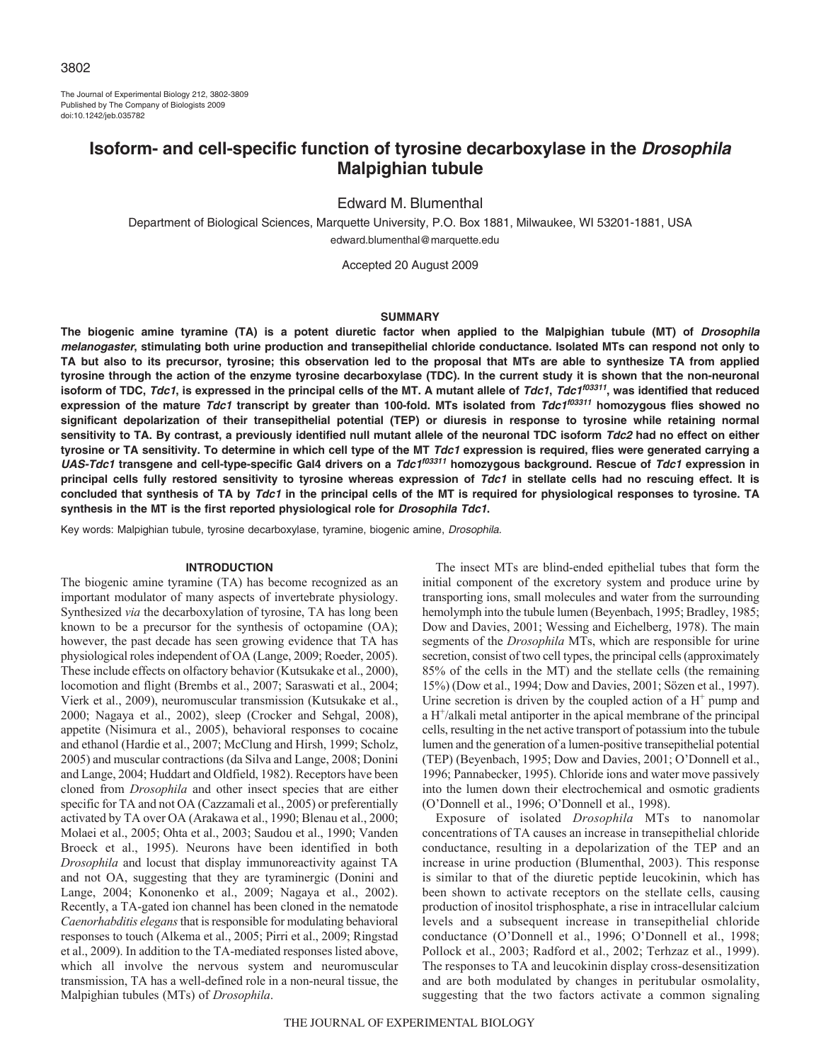# Isoform- and cell-specific function of tyrosine decarboxylase in the *Drosophila* Malpighian tubule

Edward M. Blumenthal

Department of Biological Sciences, Marquette University, P.O. Box 1881, Milwaukee, WI 53201-1881, USA

edward.blumenthal@marquette.edu

Accepted 20 August 2009

## SUMMARY

**The biogenic amine tyramine (TA) is a potent diuretic factor when applied to the Malpighian tubule (MT) of *Drosophila melanogaster*, stimulating both urine production and transepithelial chloride conductance. Isolated MTs can respond not only to TA but also to its precursor, tyrosine; this observation led to the proposal that MTs are able to synthesize TA from applied tyrosine through the action of the enzyme tyrosine decarboxylase (TDC). In the current study it is shown that the non-neuronal isoform of TDC, *Tdc1*, is expressed in the principal cells of the MT. A mutant allele of *Tdc1*, *Tdc1*$^{f03311}$, was identified that reduced expression of the mature *Tdc1* transcript by greater than 100-fold. MTs isolated from *Tdc1*$^{f03311}$ homozygous flies showed no significant depolarization of their transepithelial potential (TEP) or diuresis in response to tyrosine while retaining normal sensitivity to TA. By contrast, a previously identified null mutant allele of the neuronal TDC isoform *Tdc2* had no effect on either tyrosine or TA sensitivity. To determine in which cell type of the MT *Tdc1* expression is required, flies were generated carrying a *UAS-Tdc1* transgene and cell-type-specific Gal4 drivers on a *Tdc1*$^{f03311}$ homozygous background. Rescue of *Tdc1* expression in principal cells fully restored sensitivity to tyrosine whereas expression of *Tdc1* in stellate cells had no rescuing effect. It is concluded that synthesis of TA by *Tdc1* in the principal cells of the MT is required for physiological responses to tyrosine. TA synthesis in the MT is the first reported physiological role for *Drosophila Tdc1*.**

Key words: Malpighian tubule, tyrosine decarboxylase, tyramine, biogenic amine, *Drosophila*.

## INTRODUCTION

The biogenic amine tyramine (TA) has become recognized as an important modulator of many aspects of invertebrate physiology. Synthesized *via* the decarboxylation of tyrosine, TA has long been known to be a precursor for the synthesis of octopamine (OA); however, the past decade has seen growing evidence that TA has physiological roles independent of OA (Lange, 2009; Roeder, 2005). These include effects on olfactory behavior (Kutsukake et al., 2000), locomotion and flight (Brembs et al., 2007; Saraswati et al., 2004; Vierk et al., 2009), neuromuscular transmission (Kutsukake et al., 2000; Nagaya et al., 2002), sleep (Crocker and Sehgal, 2008), appetite (Nisimura et al., 2005), behavioral responses to cocaine and ethanol (Hardie et al., 2007; McClung and Hirsh, 1999; Scholz, 2005) and muscular contractions (da Silva and Lange, 2008; Donini and Lange, 2004; Huddart and Oldfield, 1982). Receptors have been cloned from *Drosophila* and other insect species that are either specific for TA and not OA (Cazzamali et al., 2005) or preferentially activated by TA over OA (Arakawa et al., 1990; Blenau et al., 2000; Molaei et al., 2005; Ohta et al., 2003; Saudou et al., 1990; Vanden Broeck et al., 1995). Neurons have been identified in both *Drosophila* and locust that display immunoreactivity against TA and not OA, suggesting that they are tyraminergic (Donini and Lange, 2004; Kononenko et al., 2009; Nagaya et al., 2002). Recently, a TA-gated ion channel has been cloned in the nematode *Caenorhabditis elegans* that is responsible for modulating behavioral responses to touch (Alkema et al., 2005; Pirri et al., 2009; Ringstad et al., 2009). In addition to the TA-mediated responses listed above, which all involve the nervous system and neuromuscular transmission, TA has a well-defined role in a non-neural tissue, the Malpighian tubules (MTs) of *Drosophila*.

The insect MTs are blind-ended epithelial tubes that form the initial component of the excretory system and produce urine by transporting ions, small molecules and water from the surrounding hemolymph into the tubule lumen (Beyenbach, 1995; Bradley, 1985; Dow and Davies, 2001; Wessing and Eichelberg, 1978). The main segments of the *Drosophila* MTs, which are responsible for urine secretion, consist of two cell types, the principal cells (approximately 85% of the cells in the MT) and the stellate cells (the remaining 15%) (Dow et al., 1994; Dow and Davies, 2001; Sözen et al., 1997). Urine secretion is driven by the coupled action of a $H^+$ pump and a $H^+$/alkali metal antiporter in the apical membrane of the principal cells, resulting in the net active transport of potassium into the tubule lumen and the generation of a lumen-positive transepithelial potential (TEP) (Beyenbach, 1995; Dow and Davies, 2001; O'Donnell et al., 1996; Pannabecker, 1995). Chloride ions and water move passively into the lumen down their electrochemical and osmotic gradients (O'Donnell et al., 1996; O'Donnell et al., 1998).

Exposure of isolated *Drosophila* MTs to nanomolar concentrations of TA causes an increase in transepithelial chloride conductance, resulting in a depolarization of the TEP and an increase in urine production (Blumenthal, 2003). This response is similar to that of the diuretic peptide leucokinin, which has been shown to activate receptors on the stellate cells, causing production of inositol trisphosphate, a rise in intracellular calcium levels and a subsequent increase in transepithelial chloride conductance (O'Donnell et al., 1996; O'Donnell et al., 1998; Pollock et al., 2003; Radford et al., 2002; Terhzaz et al., 1999). The responses to TA and leucokinin display cross-desensitization and are both modulated by changes in peritubular osmolality, suggesting that the two factors activate a common signaling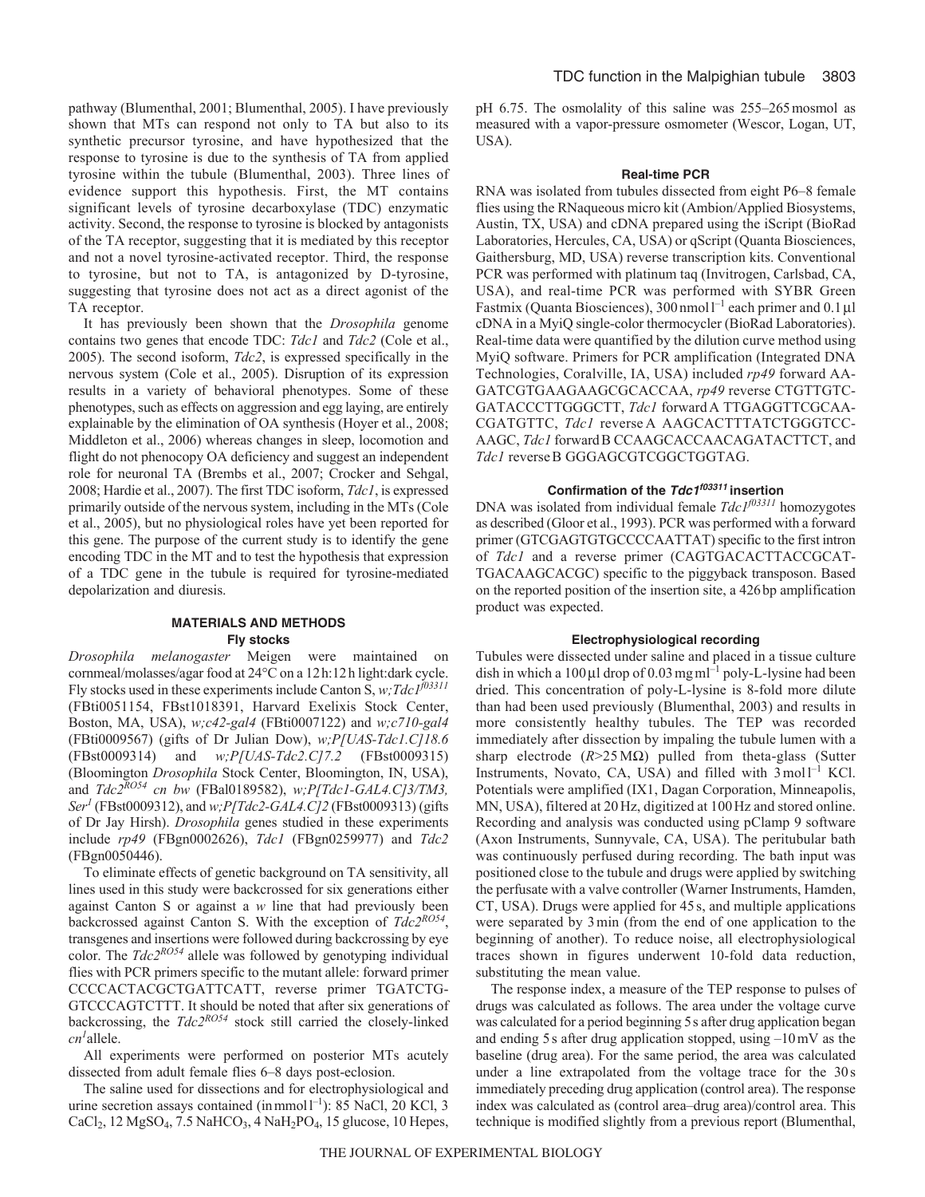pathway (Blumenthal, 2001; Blumenthal, 2005). I have previously shown that MTs can respond not only to TA but also to its synthetic precursor tyrosine, and have hypothesized that the response to tyrosine is due to the synthesis of TA from applied tyrosine within the tubule (Blumenthal, 2003). Three lines of evidence support this hypothesis. First, the MT contains significant levels of tyrosine decarboxylase (TDC) enzymatic activity. Second, the response to tyrosine is blocked by antagonists of the TA receptor, suggesting that it is mediated by this receptor and not a novel tyrosine-activated receptor. Third, the response to tyrosine, but not to TA, is antagonized by D-tyrosine, suggesting that tyrosine does not act as a direct agonist of the TA receptor.

It has previously been shown that the *Drosophila* genome contains two genes that encode TDC: *Tdc1* and *Tdc2* (Cole et al., 2005). The second isoform, *Tdc2*, is expressed specifically in the nervous system (Cole et al., 2005). Disruption of its expression results in a variety of behavioral phenotypes. Some of these phenotypes, such as effects on aggression and egg laying, are entirely explainable by the elimination of OA synthesis (Hoyer et al., 2008; Middleton et al., 2006) whereas changes in sleep, locomotion and flight do not phenocopy OA deficiency and suggest an independent role for neuronal TA (Brembs et al., 2007; Crocker and Sehgal, 2008; Hardie et al., 2007). The first TDC isoform, *Tdc1*, is expressed primarily outside of the nervous system, including in the MTs (Cole et al., 2005), but no physiological roles have yet been reported for this gene. The purpose of the current study is to identify the gene encoding TDC in the MT and to test the hypothesis that expression of a TDC gene in the tubule is required for tyrosine-mediated depolarization and diuresis.

## MATERIALS AND METHODS

### Fly stocks

*Drosophila melanogaster* Meigen were maintained on cornmeal/molasses/agar food at 24°C on a 12 h:12 h light:dark cycle. Fly stocks used in these experiments include Canton S, *w;Tdc1*$^{f03311}$ (FBti0051154, FBst1018391, Harvard Exelixis Stock Center, Boston, MA, USA), *w;c42-gal4* (FBti0007122) and *w;c710-gal4* (FBti0009567) (gifts of Dr Julian Dow), *w;P[UAS-Tdc1.C]18.6* (FBst0009314) and *w;P[UAS-Tdc2.C]7.2* (FBst0009315) (Bloomington *Drosophila* Stock Center, Bloomington, IN, USA), and *Tdc2*$^{RO54}$ *cn bw* (FBal0189582), *w;P[Tdc1-GAL4.C]3/TM3, Ser*$^{1}$ (FBst0009312), and *w;P[Tdc2-GAL4.C]2* (FBst0009313) (gifts of Dr Jay Hirsh). *Drosophila* genes studied in these experiments include *rp49* (FBgn0002626), *Tdc1* (FBgn0259977) and *Tdc2* (FBgn0050446).

To eliminate effects of genetic background on TA sensitivity, all lines used in this study were backcrossed for six generations either against Canton S or against a *w* line that had previously been backcrossed against Canton S. With the exception of *Tdc2*$^{RO54}$, transgenes and insertions were followed during backcrossing by eye color. The *Tdc2*$^{RO54}$ allele was followed by genotyping individual flies with PCR primers specific to the mutant allele: forward primer CCCCACTACGCTGATTCATT, reverse primer TGATCTG-GTCCCAGTCTTT. It should be noted that after six generations of backcrossing, the *Tdc2*$^{RO54}$ stock still carried the closely-linked *cn*$^{1}$ allele.

All experiments were performed on posterior MTs acutely dissected from adult female flies 6–8 days post-eclosion.

The saline used for dissections and for electrophysiological and urine secretion assays contained (in mmol l$^{-1}$): 85 NaCl, 20 KCl, 3 $CaCl_2$, 12 $MgSO_4$, 7.5 $NaHCO_3$, 4 $NaH_2PO_4$, 15 glucose, 10 Hepes, pH 6.75. The osmolality of this saline was 255–265 mosmol as measured with a vapor-pressure osmometer (Wescor, Logan, UT, USA).

### Real-time PCR

RNA was isolated from tubules dissected from eight P6–8 female flies using the RNaqueous micro kit (Ambion/Applied Biosystems, Austin, TX, USA) and cDNA prepared using the iScript (BioRad Laboratories, Hercules, CA, USA) or qScript (Quanta Biosciences, Gaithersburg, MD, USA) reverse transcription kits. Conventional PCR was performed with platinum taq (Invitrogen, Carlsbad, CA, USA), and real-time PCR was performed with SYBR Green Fastmix (Quanta Biosciences), 300 nmol l$^{-1}$ each primer and 0.1 μl cDNA in a MyiQ single-color thermocycler (BioRad Laboratories). Real-time data were quantified by the dilution curve method using MyiQ software. Primers for PCR amplification (Integrated DNA Technologies, Coralville, IA, USA) included *rp49* forward AA-GATCGTGAAGAAGCGCACCAA, *rp49* reverse CTGTTGTC-GATACCCTTGGGCTT, *Tdc1* forward A TTGAGGTTCGCAA-CGATGTTC, *Tdc1* reverse A AAGCACTTTATCTGGGTCC-AAGC, *Tdc1* forward B CCAAGCACCAACAGATACTTCT, and *Tdc1* reverse B GGGAGCGTCGGCTGGTAG.

### Confirmation of the *Tdc1*$^{f03311}$ insertion

DNA was isolated from individual female *Tdc1*$^{f03311}$ homozygotes as described (Gloor et al., 1993). PCR was performed with a forward primer (GTCGAGTGTGCCCCAATTAT) specific to the first intron of *Tdc1* and a reverse primer (CAGTGACACTTACCGCAT-TGACAAGCACGC) specific to the piggyback transposon. Based on the reported position of the insertion site, a 426 bp amplification product was expected.

### Electrophysiological recording

Tubules were dissected under saline and placed in a tissue culture dish in which a 100 μl drop of 0.03 mg ml$^{-1}$ poly-L-lysine had been dried. This concentration of poly-L-lysine is 8-fold more dilute than had been used previously (Blumenthal, 2003) and results in more consistently healthy tubules. The TEP was recorded immediately after dissection by impaling the tubule lumen with a sharp electrode ($R$>25 MΩ) pulled from theta-glass (Sutter Instruments, Novato, CA, USA) and filled with 3 mol l$^{-1}$ KCl. Potentials were amplified (IX1, Dagan Corporation, Minneapolis, MN, USA), filtered at 20 Hz, digitized at 100 Hz and stored online. Recording and analysis was conducted using pClamp 9 software (Axon Instruments, Sunnyvale, CA, USA). The peritubular bath was continuously perfused during recording. The bath input was positioned close to the tubule and drugs were applied by switching the perfusate with a valve controller (Warner Instruments, Hamden, CT, USA). Drugs were applied for 45 s, and multiple applications were separated by 3 min (from the end of one application to the beginning of another). To reduce noise, all electrophysiological traces shown in figures underwent 10-fold data reduction, substituting the mean value.

The response index, a measure of the TEP response to pulses of drugs was calculated as follows. The area under the voltage curve was calculated for a period beginning 5 s after drug application began and ending 5 s after drug application stopped, using –10 mV as the baseline (drug area). For the same period, the area was calculated under a line extrapolated from the voltage trace for the 30 s immediately preceding drug application (control area). The response index was calculated as (control area–drug area)/control area. This technique is modified slightly from a previous report (Blumenthal,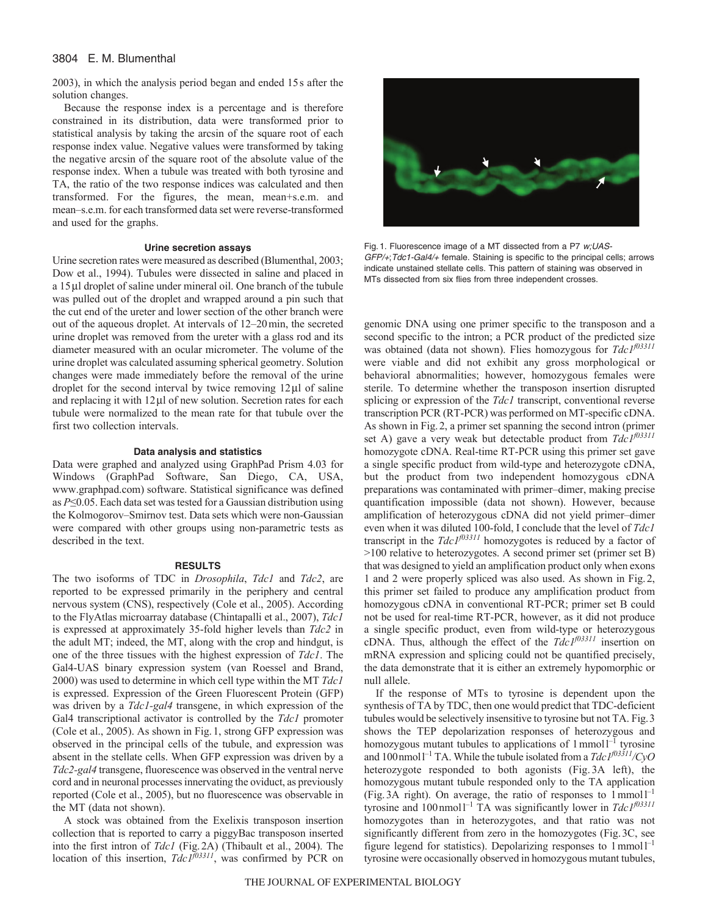2003), in which the analysis period began and ended 15 s after the solution changes.

Because the response index is a percentage and is therefore constrained in its distribution, data were transformed prior to statistical analysis by taking the arcsin of the square root of each response index value. Negative values were transformed by taking the negative arcsin of the square root of the absolute value of the response index. When a tubule was treated with both tyrosine and TA, the ratio of the two response indices was calculated and then transformed. For the figures, the mean, mean+s.e.m. and mean–s.e.m. for each transformed data set were reverse-transformed and used for the graphs.

### Urine secretion assays

Urine secretion rates were measured as described (Blumenthal, 2003; Dow et al., 1994). Tubules were dissected in saline and placed in a 15 μl droplet of saline under mineral oil. One branch of the tubule was pulled out of the droplet and wrapped around a pin such that the cut end of the ureter and lower section of the other branch were out of the aqueous droplet. At intervals of 12–20 min, the secreted urine droplet was removed from the ureter with a glass rod and its diameter measured with an ocular micrometer. The volume of the urine droplet was calculated assuming spherical geometry. Solution changes were made immediately before the removal of the urine droplet for the second interval by twice removing 12 μl of saline and replacing it with 12 μl of new solution. Secretion rates for each tubule were normalized to the mean rate for that tubule over the first two collection intervals.

### Data analysis and statistics

Data were graphed and analyzed using GraphPad Prism 4.03 for Windows (GraphPad Software, San Diego, CA, USA, www.graphpad.com) software. Statistical significance was defined as $P \leq 0.05$. Each data set was tested for a Gaussian distribution using the Kolmogorov–Smirnov test. Data sets which were non-Gaussian were compared with other groups using non-parametric tests as described in the text.

## RESULTS

The two isoforms of TDC in *Drosophila*, *Tdc1* and *Tdc2*, are reported to be expressed primarily in the periphery and central nervous system (CNS), respectively (Cole et al., 2005). According to the FlyAtlas microarray database (Chintapalli et al., 2007), *Tdc1* is expressed at approximately 35-fold higher levels than *Tdc2* in the adult MT; indeed, the MT, along with the crop and hindgut, is one of the three tissues with the highest expression of *Tdc1*. The Gal4-UAS binary expression system (van Roessel and Brand, 2000) was used to determine in which cell type within the MT *Tdc1* is expressed. Expression of the Green Fluorescent Protein (GFP) was driven by a *Tdc1-gal4* transgene, in which expression of the Gal4 transcriptional activator is controlled by the *Tdc1* promoter (Cole et al., 2005). As shown in Fig. 1, strong GFP expression was observed in the principal cells of the tubule, and expression was absent in the stellate cells. When GFP expression was driven by a *Tdc2-gal4* transgene, fluorescence was observed in the ventral nerve cord and in neuronal processes innervating the oviduct, as previously reported (Cole et al., 2005), but no fluorescence was observable in the MT (data not shown).

Fig. 1. Fluorescence image of a MT dissected from a P7 *w;UAS-GFP/+;Tdc1-Gal4/+* female. Staining is specific to the principal cells; arrows indicate unstained stellate cells. This pattern of staining was observed in MTs dissected from six flies from three independent crosses.

A stock was obtained from the Exelixis transposon insertion collection that is reported to carry a piggyBac transposon inserted into the first intron of *Tdc1* (Fig. 2A) (Thibault et al., 2004). The location of this insertion, *Tdc1*$^{f03311}$, was confirmed by PCR on genomic DNA using one primer specific to the transposon and a second specific to the intron; a PCR product of the predicted size was obtained (data not shown). Flies homozygous for *Tdc1*$^{f03311}$ were viable and did not exhibit any gross morphological or behavioral abnormalities; however, homozygous females were sterile. To determine whether the transposon insertion disrupted splicing or expression of the *Tdc1* transcript, conventional reverse transcription PCR (RT-PCR) was performed on MT-specific cDNA. As shown in Fig. 2, a primer set spanning the second intron (primer set A) gave a very weak but detectable product from *Tdc1*$^{f03311}$ homozygote cDNA. Real-time RT-PCR using this primer set gave a single specific product from wild-type and heterozygote cDNA, but the product from two independent homozygous cDNA preparations was contaminated with primer–dimer, making precise quantification impossible (data not shown). However, because amplification of heterozygous cDNA did not yield primer–dimer even when it was diluted 100-fold, I conclude that the level of *Tdc1* transcript in the *Tdc1*$^{f03311}$ homozygotes is reduced by a factor of >100 relative to heterozygotes. A second primer set (primer set B) that was designed to yield an amplification product only when exons 1 and 2 were properly spliced was also used. As shown in Fig. 2, this primer set failed to produce any amplification product from homozygous cDNA in conventional RT-PCR; primer set B could not be used for real-time RT-PCR, however, as it did not produce a single specific product, even from wild-type or heterozygous cDNA. Thus, although the effect of the *Tdc1*$^{f03311}$ insertion on mRNA expression and splicing could not be quantified precisely, the data demonstrate that it is either an extremely hypomorphic or null allele.

If the response of MTs to tyrosine is dependent upon the synthesis of TA by TDC, then one would predict that TDC-deficient tubules would be selectively insensitive to tyrosine but not TA. Fig. 3 shows the TEP depolarization responses of heterozygous and homozygous mutant tubules to applications of 1 mmol l$^{-1}$ tyrosine and 100 nmol l$^{-1}$ TA. While the tubule isolated from a *Tdc1*$^{f03311}$*/CyO* heterozygote responded to both agonists (Fig. 3A left), the homozygous mutant tubule responded only to the TA application (Fig. 3A right). On average, the ratio of responses to 1 mmol l$^{-1}$ tyrosine and 100 nmol l$^{-1}$ TA was significantly lower in *Tdc1*$^{f03311}$ homozygotes than in heterozygotes, and that ratio was not significantly different from zero in the homozygotes (Fig. 3C, see figure legend for statistics). Depolarizing responses to 1 mmol l$^{-1}$ tyrosine were occasionally observed in homozygous mutant tubules,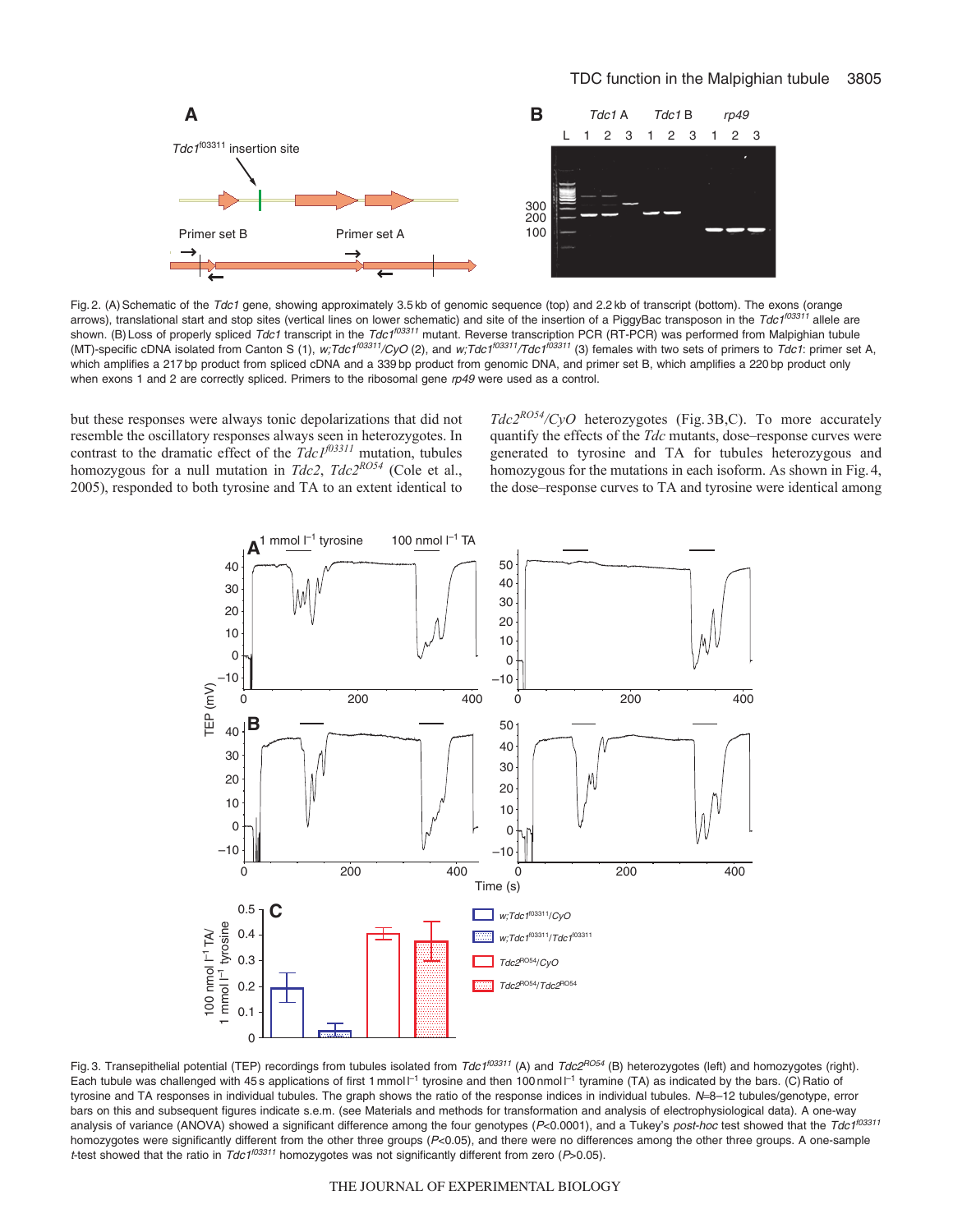Fig. 2. (A) Schematic of the *Tdc1* gene, showing approximately 3.5 kb of genomic sequence (top) and 2.2 kb of transcript (bottom). The exons (orange arrows), translational start and stop sites (vertical lines on lower schematic) and site of the insertion of a PiggyBac transposon in the *Tdc1*$^{f03311}$ allele are shown. (B) Loss of properly spliced *Tdc1* transcript in the *Tdc1*$^{f03311}$ mutant. Reverse transcription PCR (RT-PCR) was performed from Malpighian tubule (MT)-specific cDNA isolated from Canton S (1), *w;Tdc1*$^{f03311}$*/CyO* (2), and *w;Tdc1*$^{f03311}$*/Tdc1*$^{f03311}$ (3) females with two sets of primers to *Tdc1*: primer set A, which amplifies a 217 bp product from spliced cDNA and a 339 bp product from genomic DNA, and primer set B, which amplifies a 220 bp product only when exons 1 and 2 are correctly spliced. Primers to the ribosomal gene *rp49* were used as a control.

but these responses were always tonic depolarizations that did not resemble the oscillatory responses always seen in heterozygotes. In contrast to the dramatic effect of the *Tdc1*$^{f03311}$ mutation, tubules homozygous for a null mutation in *Tdc2*, *Tdc2*$^{RO54}$ (Cole et al., 2005), responded to both tyrosine and TA to an extent identical to *Tdc2*$^{RO54}$*/CyO* heterozygotes (Fig. 3B,C). To more accurately quantify the effects of the *Tdc* mutants, dose–response curves were generated to tyrosine and TA for tubules heterozygous and homozygous for the mutations in each isoform. As shown in Fig. 4, the dose–response curves to TA and tyrosine were identical among

Fig. 3. Transepithelial potential (TEP) recordings from tubules isolated from *Tdc1*$^{f03311}$ (A) and *Tdc2*$^{RO54}$ (B) heterozygotes (left) and homozygotes (right). Each tubule was challenged with 45 s applications of first 1 mmol l$^{-1}$ tyrosine and then 100 nmol l$^{-1}$ tyramine (TA) as indicated by the bars. (C) Ratio of tyrosine and TA responses in individual tubules. The graph shows the ratio of the response indices in individual tubules. *N*=8–12 tubules/genotype, error bars on this and subsequent figures indicate s.e.m. (see Materials and methods for transformation and analysis of electrophysiological data). A one-way analysis of variance (ANOVA) showed a significant difference among the four genotypes ($P<0.0001$), and a Tukey's *post-hoc* test showed that the *Tdc1*$^{f03311}$ homozygotes were significantly different from the other three groups ($P<0.05$), and there were no differences among the other three groups. A one-sample *t*-test showed that the ratio in *Tdc1*$^{f03311}$ homozygotes was not significantly different from zero ($P>0.05$).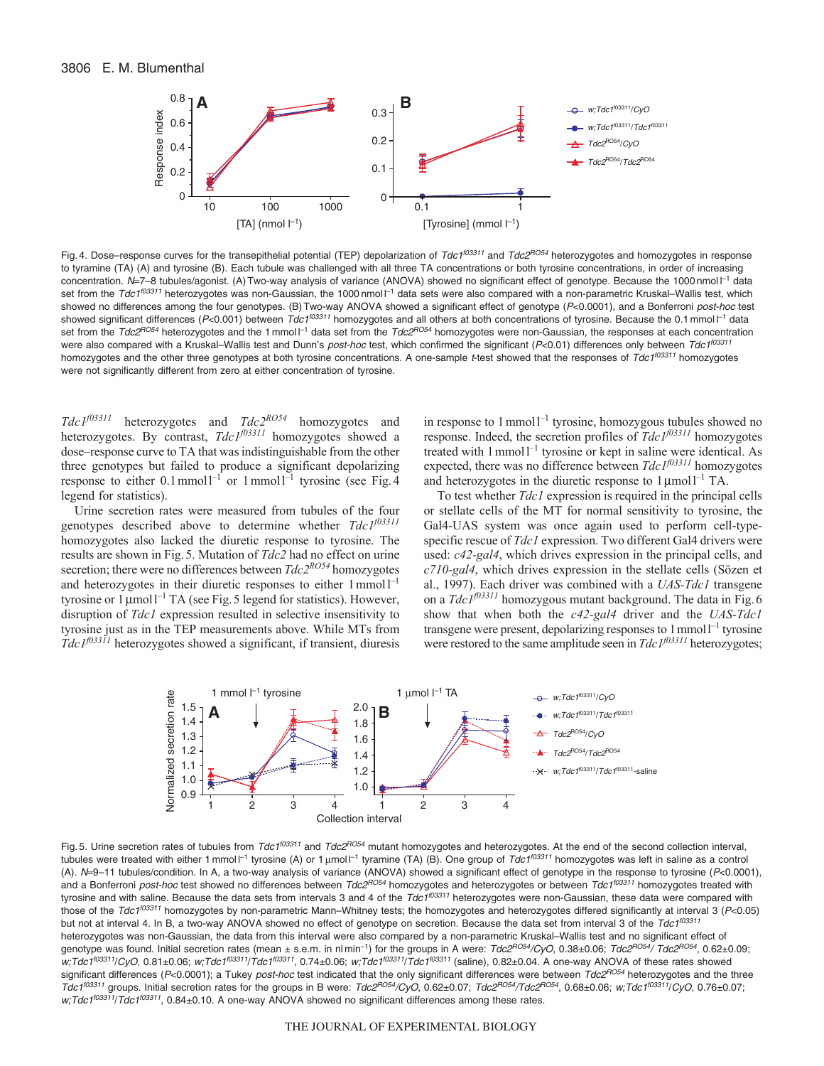Fig. 4. Dose–response curves for the transepithelial potential (TEP) depolarization of *Tdc1*$^{f03311}$ and *Tdc2*$^{RO54}$ heterozygotes and homozygotes in response to tyramine (TA) (A) and tyrosine (B). Each tubule was challenged with all three TA concentrations or both tyrosine concentrations, in order of increasing concentration. *N*=7–8 tubules/agonist. (A) Two-way analysis of variance (ANOVA) showed no significant effect of genotype. Because the 1000 nmol l$^{-1}$ data set from the *Tdc1*$^{f03311}$ heterozygotes was non-Gaussian, the 1000 nmol l$^{-1}$ data sets were also compared with a non-parametric Kruskal–Wallis test, which showed no differences among the four genotypes. (B) Two-way ANOVA showed a significant effect of genotype ($P$<0.0001), and a Bonferroni *post-hoc* test showed significant differences ($P$<0.001) between *Tdc1*$^{f03311}$ homozygotes and all others at both concentrations of tyrosine. Because the 0.1 mmol l$^{-1}$ data set from the *Tdc2*$^{RO54}$ heterozygotes and the 1 mmol l$^{-1}$ data set from the *Tdc2*$^{RO54}$ homozygotes were non-Gaussian, the responses at each concentration were also compared with a Kruskal–Wallis test and Dunn's *post-hoc* test, which confirmed the significant ($P$<0.01) differences only between *Tdc1*$^{f03311}$ homozygotes and the other three genotypes at both tyrosine concentrations. A one-sample *t*-test showed that the responses of *Tdc1*$^{f03311}$ homozygotes were not significantly different from zero at either concentration of tyrosine.

*Tdc1*$^{f03311}$ heterozygotes and *Tdc2*$^{RO54}$ homozygotes and heterozygotes. By contrast, *Tdc1*$^{f03311}$ homozygotes showed a dose–response curve to TA that was indistinguishable from the other three genotypes but failed to produce a significant depolarizing response to either 0.1 mmol l$^{-1}$ or 1 mmol l$^{-1}$ tyrosine (see Fig. 4 legend for statistics).

Urine secretion rates were measured from tubules of the four genotypes described above to determine whether *Tdc1*$^{f03311}$ homozygotes also lacked the diuretic response to tyrosine. The results are shown in Fig. 5. Mutation of *Tdc2* had no effect on urine secretion; there were no differences between *Tdc2*$^{RO54}$ homozygotes and heterozygotes in their diuretic responses to either 1 mmol l$^{-1}$ tyrosine or 1 μmol l$^{-1}$ TA (see Fig. 5 legend for statistics). However, disruption of *Tdc1* expression resulted in selective insensitivity to tyrosine just as in the TEP measurements above. While MTs from *Tdc1*$^{f03311}$ heterozygotes showed a significant, if transient, diuresis in response to 1 mmol l$^{-1}$ tyrosine, homozygous tubules showed no response. Indeed, the secretion profiles of *Tdc1*$^{f03311}$ homozygotes treated with 1 mmol l$^{-1}$ tyrosine or kept in saline were identical. As expected, there was no difference between *Tdc1*$^{f03311}$ homozygotes and heterozygotes in the diuretic response to 1 μmol l$^{-1}$ TA.

To test whether *Tdc1* expression is required in the principal cells or stellate cells of the MT for normal sensitivity to tyrosine, the Gal4-UAS system was once again used to perform cell-type-specific rescue of *Tdc1* expression. Two different Gal4 drivers were used: *c42-gal4*, which drives expression in the principal cells, and *c710-gal4*, which drives expression in the stellate cells (Sözen et al., 1997). Each driver was combined with a *UAS-Tdc1* transgene on a *Tdc1*$^{f03311}$ homozygous mutant background. The data in Fig. 6 show that when both the *c42-gal4* driver and the *UAS-Tdc1* transgene were present, depolarizing responses to 1 mmol l$^{-1}$ tyrosine were restored to the same amplitude seen in *Tdc1*$^{f03311}$ heterozygotes;

Fig. 5. Urine secretion rates of tubules from *Tdc1*$^{f03311}$ and *Tdc2*$^{RO54}$ mutant homozygotes and heterozygotes. At the end of the second collection interval, tubules were treated with either 1 mmol l$^{-1}$ tyrosine (A) or 1 μmol l$^{-1}$ tyramine (TA) (B). One group of *Tdc1*$^{f03311}$ homozygotes was left in saline as a control (A). *N*=9–11 tubules/condition. In A, a two-way analysis of variance (ANOVA) showed a significant effect of genotype in the response to tyrosine ($P$<0.0001), and a Bonferroni *post-hoc* test showed no differences between *Tdc2*$^{RO54}$ homozygotes and heterozygotes or between *Tdc1*$^{f03311}$ homozygotes treated with tyrosine and with saline. Because the data sets from intervals 3 and 4 of the *Tdc1*$^{f03311}$ heterozygotes were non-Gaussian, these data were compared with those of the *Tdc1*$^{f03311}$ homozygotes by non-parametric Mann–Whitney tests; the homozygotes and heterozygotes differed significantly at interval 3 ($P$<0.05) but not at interval 4. In B, a two-way ANOVA showed no effect of genotype on secretion. Because the data set from interval 3 of the *Tdc1*$^{f03311}$ heterozygotes was non-Gaussian, the data from this interval were also compared by a non-parametric Kruskal–Wallis test and no significant effect of genotype was found. Initial secretion rates (mean ± s.e.m. in nl min$^{-1}$) for the groups in A were: *Tdc2*$^{RO54}$/*CyO*, 0.38±0.06; *Tdc2*$^{RO54}$/ *Tdc2*$^{RO54}$, 0.62±0.09; *w;Tdc1*$^{f03311}$/*CyO*, 0.81±0.06; *w;Tdc1*$^{f03311}$/*Tdc1*$^{f03311}$, 0.74±0.06; *w;Tdc1*$^{f03311}$/*Tdc1*$^{f03311}$ (saline), 0.82±0.04. A one-way ANOVA of these rates showed significant differences ($P$<0.0001); a Tukey *post-hoc* test indicated that the only significant differences were between *Tdc2*$^{RO54}$ heterozygotes and the three *Tdc1*$^{f03311}$ groups. Initial secretion rates for the groups in B were: *Tdc2*$^{RO54}$/*CyO*, 0.62±0.07; *Tdc2*$^{RO54}$/*Tdc2*$^{RO54}$, 0.68±0.06; *w;Tdc1*$^{f03311}$/*CyO*, 0.76±0.07; *w;Tdc1*$^{f03311}$/*Tdc1*$^{f03311}$, 0.84±0.10. A one-way ANOVA showed no significant differences among these rates.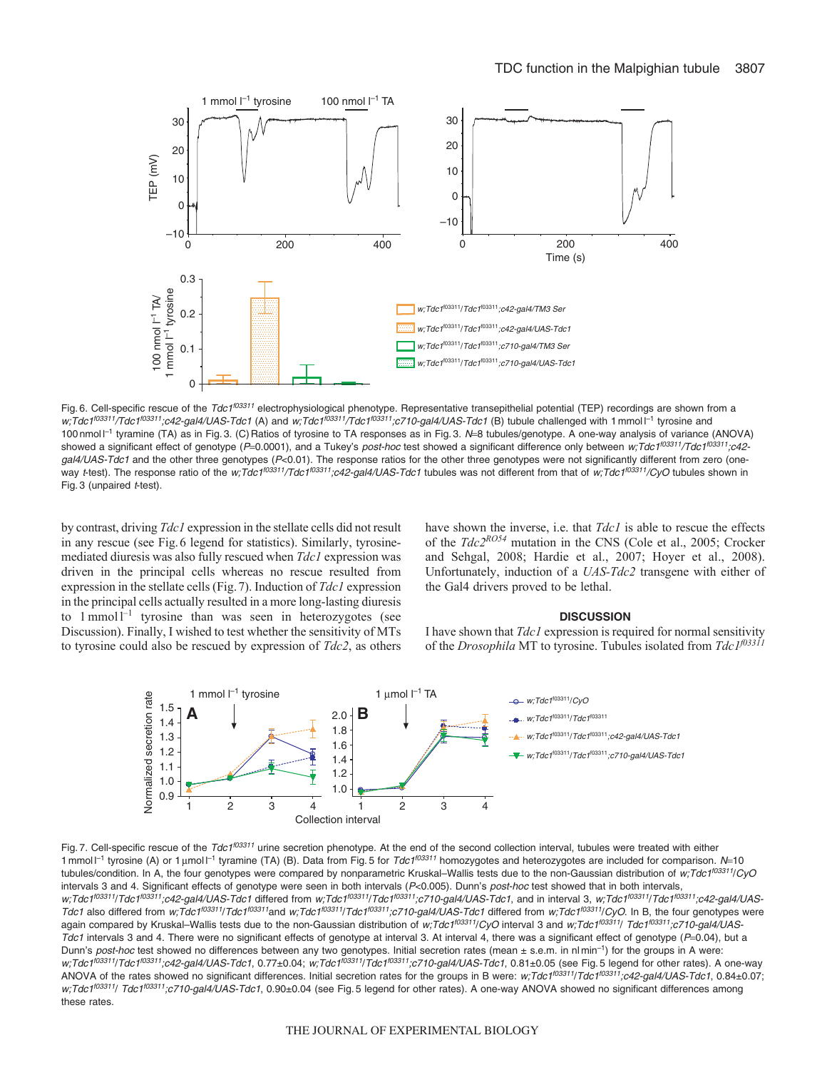Fig. 6. Cell-specific rescue of the *Tdc1*$^{f03311}$ electrophysiological phenotype. Representative transepithelial potential (TEP) recordings are shown from a *w;Tdc1*$^{f03311}$*/Tdc1*$^{f03311}$*;c42-gal4/UAS-Tdc1* (A) and *w;Tdc1*$^{f03311}$*/Tdc1*$^{f03311}$*;c710-gal4/UAS-Tdc1* (B) tubule challenged with 1 mmol l$^{-1}$ tyrosine and 100 nmol l$^{-1}$ tyramine (TA) as in Fig. 3. (C) Ratios of tyrosine to TA responses as in Fig. 3. $N$=8 tubules/genotype. A one-way analysis of variance (ANOVA) showed a significant effect of genotype ($P$=0.0001), and a Tukey's *post-hoc* test showed a significant difference only between *w;Tdc1*$^{f03311}$*/Tdc1*$^{f03311}$*;c42-gal4/UAS-Tdc1* and the other three genotypes ($P$<0.01). The response ratios for the other three genotypes were not significantly different from zero (one-way *t*-test). The response ratio of the *w;Tdc1*$^{f03311}$*/Tdc1*$^{f03311}$*;c42-gal4/UAS-Tdc1* tubules was not different from that of *w;Tdc1*$^{f03311}$*/CyO* tubules shown in Fig. 3 (unpaired *t*-test).

by contrast, driving *Tdc1* expression in the stellate cells did not result in any rescue (see Fig. 6 legend for statistics). Similarly, tyrosine-mediated diuresis was also fully rescued when *Tdc1* expression was driven in the principal cells whereas no rescue resulted from expression in the stellate cells (Fig. 7). Induction of *Tdc1* expression in the principal cells actually resulted in a more long-lasting diuresis to 1 mmol l$^{-1}$ tyrosine than was seen in heterozygotes (see Discussion). Finally, I wished to test whether the sensitivity of MTs to tyrosine could also be rescued by expression of *Tdc2*, as others have shown the inverse, i.e. that *Tdc1* is able to rescue the effects of the *Tdc2*$^{RO54}$ mutation in the CNS (Cole et al., 2005; Crocker and Sehgal, 2008; Hardie et al., 2007; Hoyer et al., 2008). Unfortunately, induction of a *UAS-Tdc2* transgene with either of the Gal4 drivers proved to be lethal.

## DISCUSSION

I have shown that *Tdc1* expression is required for normal sensitivity of the *Drosophila* MT to tyrosine. Tubules isolated from *Tdc1*$^{f03311}$

Fig. 7. Cell-specific rescue of the *Tdc1*$^{f03311}$ urine secretion phenotype. At the end of the second collection interval, tubules were treated with either 1 mmol l$^{-1}$ tyrosine (A) or 1 µmol l$^{-1}$ tyramine (TA) (B). Data from Fig. 5 for *Tdc1*$^{f03311}$ homozygotes and heterozygotes are included for comparison. $N$=10 tubules/condition. In A, the four genotypes were compared by nonparametric Kruskal–Wallis tests due to the non-Gaussian distribution of *w;Tdc1*$^{f03311}$*/CyO* intervals 3 and 4. Significant effects of genotype were seen in both intervals ($P$<0.005). Dunn's *post-hoc* test showed that in both intervals, *w;Tdc1*$^{f03311}$*/Tdc1*$^{f03311}$*;c42-gal4/UAS-Tdc1* differed from *w;Tdc1*$^{f03311}$*/Tdc1*$^{f03311}$*;c710-gal4/UAS-Tdc1*, and in interval 3, *w;Tdc1*$^{f03311}$*/Tdc1*$^{f03311}$*;c42-gal4/UAS-Tdc1* also differed from *w;Tdc1*$^{f03311}$*/Tdc1*$^{f03311}$and *w;Tdc1*$^{f03311}$*/Tdc1*$^{f03311}$*;c710-gal4/UAS-Tdc1* differed from *w;Tdc1*$^{f03311}$*/CyO*. In B, the four genotypes were again compared by Kruskal–Wallis tests due to the non-Gaussian distribution of *w;Tdc1*$^{f03311}$*/CyO* interval 3 and *w;Tdc1*$^{f03311}$*/ Tdc1*$^{f03311}$*;c710-gal4/UAS-Tdc1* intervals 3 and 4. There were no significant effects of genotype at interval 3. At interval 4, there was a significant effect of genotype ($P$=0.04), but a Dunn's *post-hoc* test showed no differences between any two genotypes. Initial secretion rates (mean ± s.e.m. in nl min$^{-1}$) for the groups in A were: *w;Tdc1*$^{f03311}$*/Tdc1*$^{f03311}$*;c42-gal4/UAS-Tdc1*, 0.77±0.04; *w;Tdc1*$^{f03311}$*/Tdc1*$^{f03311}$*;c710-gal4/UAS-Tdc1*, 0.81±0.05 (see Fig. 5 legend for other rates). A one-way ANOVA of the rates showed no significant differences. Initial secretion rates for the groups in B were: *w;Tdc1*$^{f03311}$*/Tdc1*$^{f03311}$*;c42-gal4/UAS-Tdc1*, 0.84±0.07; *w;Tdc1*$^{f03311}$*/ Tdc1*$^{f03311}$*;c710-gal4/UAS-Tdc1*, 0.90±0.04 (see Fig. 5 legend for other rates). A one-way ANOVA showed no significant differences among these rates.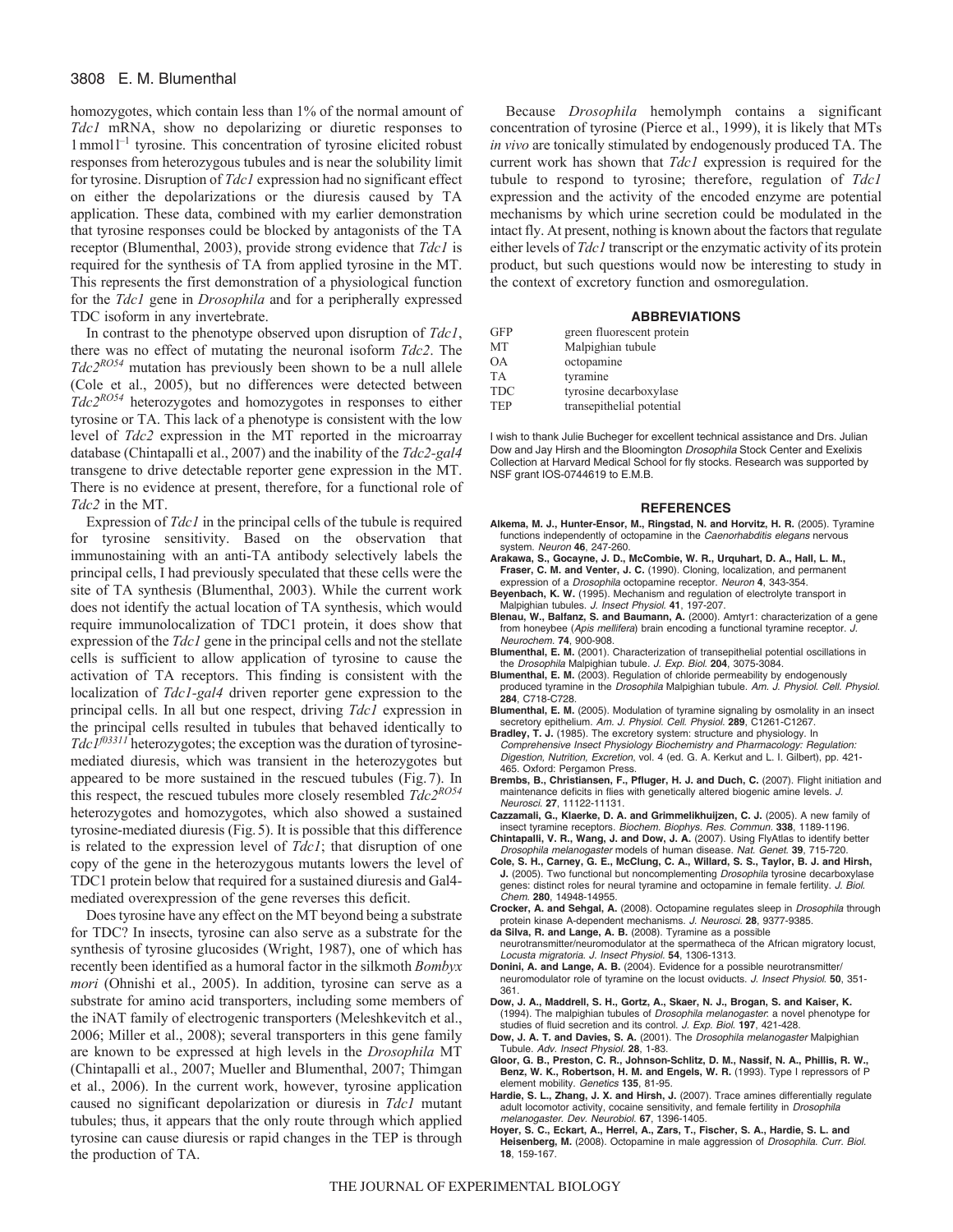homozygotes, which contain less than 1% of the normal amount of *Tdc1* mRNA, show no depolarizing or diuretic responses to 1 mmol $l^{-1}$ tyrosine. This concentration of tyrosine elicited robust responses from heterozygous tubules and is near the solubility limit for tyrosine. Disruption of *Tdc1* expression had no significant effect on either the depolarizations or the diuresis caused by TA application. These data, combined with my earlier demonstration that tyrosine responses could be blocked by antagonists of the TA receptor (Blumenthal, 2003), provide strong evidence that *Tdc1* is required for the synthesis of TA from applied tyrosine in the MT. This represents the first demonstration of a physiological function for the *Tdc1* gene in *Drosophila* and for a peripherally expressed TDC isoform in any invertebrate.

In contrast to the phenotype observed upon disruption of *Tdc1*, there was no effect of mutating the neuronal isoform *Tdc2*. The *Tdc2*$^{RO54}$ mutation has previously been shown to be a null allele (Cole et al., 2005), but no differences were detected between *Tdc2*$^{RO54}$ heterozygotes and homozygotes in responses to either tyrosine or TA. This lack of a phenotype is consistent with the low level of *Tdc2* expression in the MT reported in the microarray database (Chintapalli et al., 2007) and the inability of the *Tdc2-gal4* transgene to drive detectable reporter gene expression in the MT. There is no evidence at present, therefore, for a functional role of *Tdc2* in the MT.

Expression of *Tdc1* in the principal cells of the tubule is required for tyrosine sensitivity. Based on the observation that immunostaining with an anti-TA antibody selectively labels the principal cells, I had previously speculated that these cells were the site of TA synthesis (Blumenthal, 2003). While the current work does not identify the actual location of TA synthesis, which would require immunolocalization of TDC1 protein, it does show that expression of the *Tdc1* gene in the principal cells and not the stellate cells is sufficient to allow application of tyrosine to cause the activation of TA receptors. This finding is consistent with the localization of *Tdc1-gal4* driven reporter gene expression to the principal cells. In all but one respect, driving *Tdc1* expression in the principal cells resulted in tubules that behaved identically to *Tdc1*$^{f03311}$ heterozygotes; the exception was the duration of tyrosine-mediated diuresis, which was transient in the heterozygotes but appeared to be more sustained in the rescued tubules (Fig. 7). In this respect, the rescued tubules more closely resembled *Tdc2*$^{RO54}$ heterozygotes and homozygotes, which also showed a sustained tyrosine-mediated diuresis (Fig. 5). It is possible that this difference is related to the expression level of *Tdc1*; that disruption of one copy of the gene in the heterozygous mutants lowers the level of TDC1 protein below that required for a sustained diuresis and Gal4-mediated overexpression of the gene reverses this deficit.

Does tyrosine have any effect on the MT beyond being a substrate for TDC? In insects, tyrosine can also serve as a substrate for the synthesis of tyrosine glucosides (Wright, 1987), one of which has recently been identified as a humoral factor in the silkmoth *Bombyx mori* (Ohnishi et al., 2005). In addition, tyrosine can serve as a substrate for amino acid transporters, including some members of the iNAT family of electrogenic transporters (Meleshkevitch et al., 2006; Miller et al., 2008); several transporters in this gene family are known to be expressed at high levels in the *Drosophila* MT (Chintapalli et al., 2007; Mueller and Blumenthal, 2007; Thimgan et al., 2006). In the current work, however, tyrosine application caused no significant depolarization or diuresis in *Tdc1* mutant tubules; thus, it appears that the only route through which applied tyrosine can cause diuresis or rapid changes in the TEP is through the production of TA.

Because *Drosophila* hemolymph contains a significant concentration of tyrosine (Pierce et al., 1999), it is likely that MTs *in vivo* are tonically stimulated by endogenously produced TA. The current work has shown that *Tdc1* expression is required for the tubule to respond to tyrosine; therefore, regulation of *Tdc1* expression and the activity of the encoded enzyme are potential mechanisms by which urine secretion could be modulated in the intact fly. At present, nothing is known about the factors that regulate either levels of *Tdc1* transcript or the enzymatic activity of its protein product, but such questions would now be interesting to study in the context of excretory function and osmoregulation.

## ABBREVIATIONS

| | |
|---|---|
| GFP | green fluorescent protein |
| MT | Malpighian tubule |
| OA | octopamine |
| TA | tyramine |
| TDC | tyrosine decarboxylase |
| TEP | transepithelial potential |

I wish to thank Julie Bucheger for excellent technical assistance and Drs. Julian Dow and Jay Hirsh and the Bloomington *Drosophila* Stock Center and Exelixis Collection at Harvard Medical School for fly stocks. Research was supported by NSF grant IOS-0744619 to E.M.B.

## REFERENCES

**Alkema, M. J., Hunter-Ensor, M., Ringstad, N. and Horvitz, H. R.** (2005). Tyramine functions independently of octopamine in the *Caenorhabditis elegans* nervous system. *Neuron* **46**, 247-260.

**Arakawa, S., Gocayne, J. D., McCombie, W. R., Urquhart, D. A., Hall, L. M., Fraser, C. M. and Venter, J. C.** (1990). Cloning, localization, and permanent expression of a *Drosophila* octopamine receptor. *Neuron* **4**, 343-354.

**Beyenbach, K. W.** (1995). Mechanism and regulation of electrolyte transport in Malpighian tubules. *J. Insect Physiol.* **41**, 197-207.

**Blenau, W., Balfanz, S. and Baumann, A.** (2000). Amtyr1: characterization of a gene from honeybee (*Apis mellifera*) brain encoding a functional tyramine receptor. *J. Neurochem.* **74**, 900-908.

**Blumenthal, E. M.** (2001). Characterization of transepithelial potential oscillations in the *Drosophila* Malpighian tubule. *J. Exp. Biol.* **204**, 3075-3084.

**Blumenthal, E. M.** (2003). Regulation of chloride permeability by endogenously produced tyramine in the *Drosophila* Malpighian tubule. *Am. J. Physiol. Cell. Physiol.* **284**, C718-C728.

**Blumenthal, E. M.** (2005). Modulation of tyramine signaling by osmolality in an insect secretory epithelium. *Am. J. Physiol. Cell. Physiol.* **289**, C1261-C1267.

**Bradley, T. J.** (1985). The excretory system: structure and physiology. In *Comprehensive Insect Physiology Biochemistry and Pharmacology: Regulation: Digestion, Nutrition, Excretion*, vol. 4 (ed. G. A. Kerkut and L. I. Gilbert), pp. 421-465. Oxford: Pergamon Press.

**Brembs, B., Christiansen, F., Pfluger, H. J. and Duch, C.** (2007). Flight initiation and maintenance deficits in flies with genetically altered biogenic amine levels. *J. Neurosci.* **27**, 11122-11131.

**Cazzamali, G., Klaerke, D. A. and Grimmelikhuijzen, C. J.** (2005). A new family of insect tyramine receptors. *Biochem. Biophys. Res. Commun.* **338**, 1189-1196.

**Chintapalli, V. R., Wang, J. and Dow, J. A.** (2007). Using FlyAtlas to identify better *Drosophila melanogaster* models of human disease. *Nat. Genet.* **39**, 715-720.

**Cole, S. H., Carney, G. E., McClung, C. A., Willard, S. S., Taylor, B. J. and Hirsh, J.** (2005). Two functional but noncomplementing *Drosophila* tyrosine decarboxylase genes: distinct roles for neural tyramine and octopamine in female fertility. *J. Biol. Chem.* **280**, 14948-14955.

**Crocker, A. and Sehgal, A.** (2008). Octopamine regulates sleep in *Drosophila* through protein kinase A-dependent mechanisms. *J. Neurosci.* **28**, 9377-9385.

**da Silva, R. and Lange, A. B.** (2008). Tyramine as a possible neurotransmitter/neuromodulator at the spermatheca of the African migratory locust, *Locusta migratoria*. *J. Insect Physiol.* **54**, 1306-1313.

**Donini, A. and Lange, A. B.** (2004). Evidence for a possible neurotransmitter/neuromodulator role of tyramine on the locust oviducts. *J. Insect Physiol.* **50**, 351-361.

**Dow, J. A., Maddrell, S. H., Gortz, A., Skaer, N. J., Brogan, S. and Kaiser, K.** (1994). The malpighian tubules of *Drosophila melanogaster*: a novel phenotype for studies of fluid secretion and its control. *J. Exp. Biol.* **197**, 421-428.

**Dow, J. A. T. and Davies, S. A.** (2001). The *Drosophila melanogaster* Malpighian Tubule. *Adv. Insect Physiol.* **28**, 1-83.

**Gloor, G. B., Preston, C. R., Johnson-Schlitz, D. M., Nassif, N. A., Phillis, R. W., Benz, W. K., Robertson, H. M. and Engels, W. R.** (1993). Type I repressors of P element mobility. *Genetics* **135**, 81-95.

**Hardie, S. L., Zhang, J. X. and Hirsh, J.** (2007). Trace amines differentially regulate adult locomotor activity, cocaine sensitivity, and female fertility in *Drosophila melanogaster*. *Dev. Neurobiol.* **67**, 1396-1405.

**Hoyer, S. C., Eckart, A., Herrel, A., Zars, T., Fischer, S. A., Hardie, S. L. and Heisenberg, M.** (2008). Octopamine in male aggression of *Drosophila*. *Curr. Biol.* **18**, 159-167.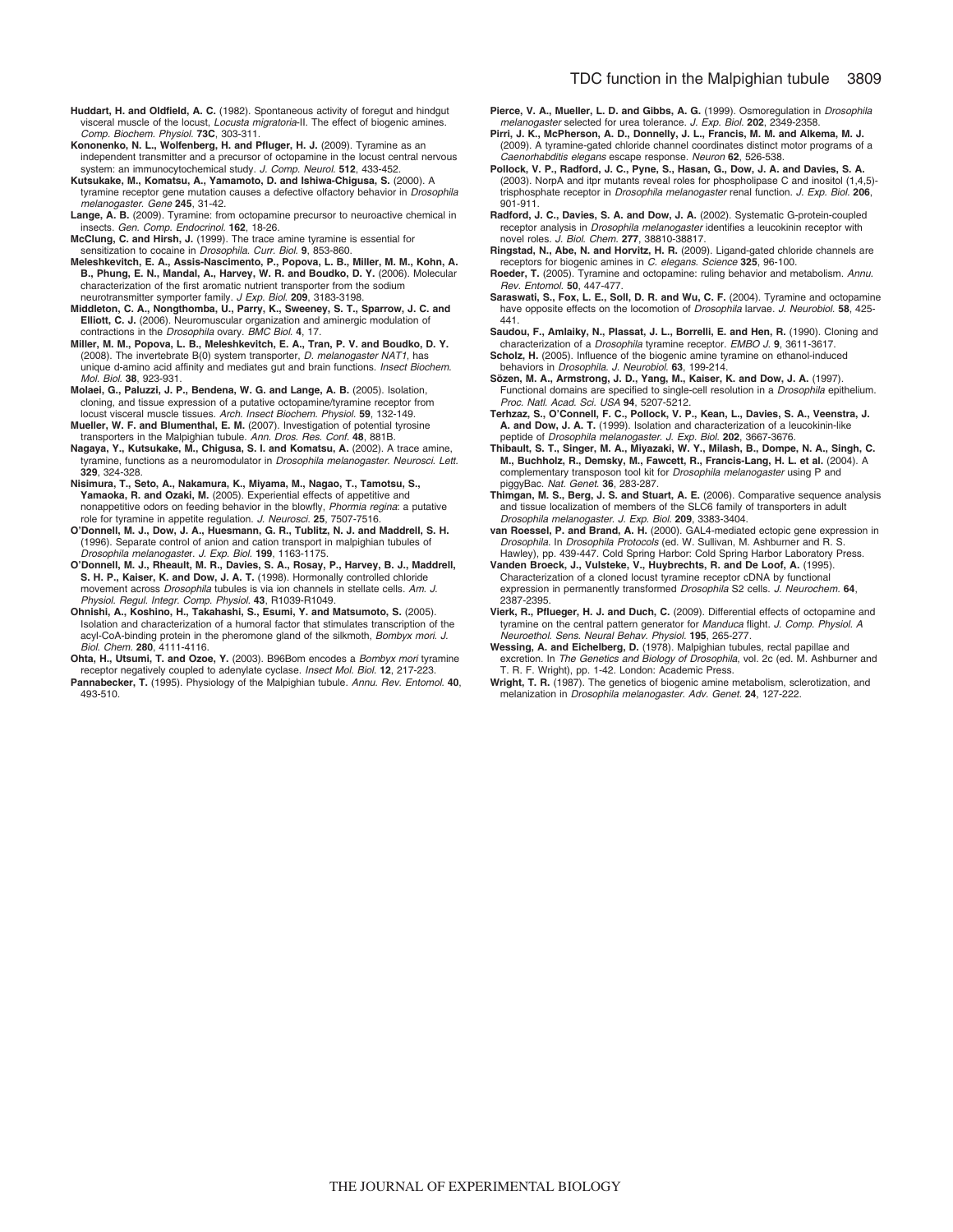**Huddart, H. and Oldfield, A. C.** (1982). Spontaneous activity of foregut and hindgut visceral muscle of the locust, *Locusta migratoria*-II. The effect of biogenic amines. *Comp. Biochem. Physiol.* **73C**, 303-311.

**Kononenko, N. L., Wolfenberg, H. and Pfluger, H. J.** (2009). Tyramine as an independent transmitter and a precursor of octopamine in the locust central nervous system: an immunocytochemical study. *J. Comp. Neurol.* **512**, 433-452.

**Kutsukake, M., Komatsu, A., Yamamoto, D. and Ishiwa-Chigusa, S.** (2000). A tyramine receptor gene mutation causes a defective olfactory behavior in *Drosophila melanogaster*. *Gene* **245**, 31-42.

**Lange, A. B.** (2009). Tyramine: from octopamine precursor to neuroactive chemical in insects. *Gen. Comp. Endocrinol.* **162**, 18-26.

**McClung, C. and Hirsh, J.** (1999). The trace amine tyramine is essential for sensitization to cocaine in *Drosophila*. *Curr. Biol.* **9**, 853-860.

**Meleshkevitch, E. A., Assis-Nascimento, P., Popova, L. B., Miller, M. M., Kohn, A. B., Phung, E. N., Mandal, A., Harvey, W. R. and Boudko, D. Y.** (2006). Molecular characterization of the first aromatic nutrient transporter from the sodium neurotransmitter symporter family. *J Exp. Biol.* **209**, 3183-3198.

**Middleton, C. A., Nongthomba, U., Parry, K., Sweeney, S. T., Sparrow, J. C. and Elliott, C. J.** (2006). Neuromuscular organization and aminergic modulation of contractions in the *Drosophila* ovary. *BMC Biol.* **4**, 17.

**Miller, M. M., Popova, L. B., Meleshkevitch, E. A., Tran, P. V. and Boudko, D. Y.** (2008). The invertebrate B(0) system transporter, *D. melanogaster NAT1*, has unique d-amino acid affinity and mediates gut and brain functions. *Insect Biochem. Mol. Biol.* **38**, 923-931.

**Molaei, G., Paluzzi, J. P., Bendena, W. G. and Lange, A. B.** (2005). Isolation, cloning, and tissue expression of a putative octopamine/tyramine receptor from locust visceral muscle tissues. *Arch. Insect Biochem. Physiol.* **59**, 132-149.

**Mueller, W. F. and Blumenthal, E. M.** (2007). Investigation of potential tyrosine transporters in the Malpighian tubule. *Ann. Dros. Res. Conf.* **48**, 881B.

**Nagaya, Y., Kutsukake, M., Chigusa, S. I. and Komatsu, A.** (2002). A trace amine, tyramine, functions as a neuromodulator in *Drosophila melanogaster*. *Neurosci. Lett.* **329**, 324-328.

**Nisimura, T., Seto, A., Nakamura, K., Miyama, M., Nagao, T., Tamotsu, S., Yamaoka, R. and Ozaki, M.** (2005). Experiential effects of appetitive and nonappetitive odors on feeding behavior in the blowfly, *Phormia regina*: a putative role for tyramine in appetite regulation. *J. Neurosci.* **25**, 7507-7516.

**O'Donnell, M. J., Dow, J. A., Huesmann, G. R., Tublitz, N. J. and Maddrell, S. H.** (1996). Separate control of anion and cation transport in malpighian tubules of *Drosophila melanogaster*. *J. Exp. Biol.* **199**, 1163-1175.

**O'Donnell, M. J., Rheault, M. R., Davies, S. A., Rosay, P., Harvey, B. J., Maddrell, S. H. P., Kaiser, K. and Dow, J. A. T.** (1998). Hormonally controlled chloride movement across *Drosophila* tubules is via ion channels in stellate cells. *Am. J. Physiol. Regul. Integr. Comp. Physiol.* **43**, R1039-R1049.

**Ohnishi, A., Koshino, H., Takahashi, S., Esumi, Y. and Matsumoto, S.** (2005). Isolation and characterization of a humoral factor that stimulates transcription of the acyl-CoA-binding protein in the pheromone gland of the silkmoth, *Bombyx mori*. *J. Biol. Chem.* **280**, 4111-4116.

**Ohta, H., Utsumi, T. and Ozoe, Y.** (2003). B96Bom encodes a *Bombyx mori* tyramine receptor negatively coupled to adenylate cyclase. *Insect Mol. Biol.* **12**, 217-223.

**Pannabecker, T.** (1995). Physiology of the Malpighian tubule. *Annu. Rev. Entomol.* **40**, 493-510.

**Pierce, V. A., Mueller, L. D. and Gibbs, A. G.** (1999). Osmoregulation in *Drosophila melanogaster* selected for urea tolerance. *J. Exp. Biol.* **202**, 2349-2358.

**Pirri, J. K., McPherson, A. D., Donnelly, J. L., Francis, M. M. and Alkema, M. J.** (2009). A tyramine-gated chloride channel coordinates distinct motor programs of a *Caenorhabditis elegans* escape response. *Neuron* **62**, 526-538.

**Pollock, V. P., Radford, J. C., Pyne, S., Hasan, G., Dow, J. A. and Davies, S. A.** (2003). NorpA and itpr mutants reveal roles for phospholipase C and inositol (1,4,5)-trisphosphate receptor in *Drosophila melanogaster* renal function. *J. Exp. Biol.* **206**, 901-911.

**Radford, J. C., Davies, S. A. and Dow, J. A.** (2002). Systematic G-protein-coupled receptor analysis in *Drosophila melanogaster* identifies a leucokinin receptor with novel roles. *J. Biol. Chem.* **277**, 38810-38817.

**Ringstad, N., Abe, N. and Horvitz, H. R.** (2009). Ligand-gated chloride channels are receptors for biogenic amines in *C. elegans*. *Science* **325**, 96-100.

**Roeder, T.** (2005). Tyramine and octopamine: ruling behavior and metabolism. *Annu. Rev. Entomol.* **50**, 447-477.

**Saraswati, S., Fox, L. E., Soll, D. R. and Wu, C. F.** (2004). Tyramine and octopamine have opposite effects on the locomotion of *Drosophila* larvae. *J. Neurobiol.* **58**, 425-441.

**Saudou, F., Amlaiky, N., Plassat, J. L., Borrelli, E. and Hen, R.** (1990). Cloning and characterization of a *Drosophila* tyramine receptor. *EMBO J.* **9**, 3611-3617.

**Scholz, H.** (2005). Influence of the biogenic amine tyramine on ethanol-induced behaviors in *Drosophila*. *J. Neurobiol.* **63**, 199-214.

**Sözen, M. A., Armstrong, J. D., Yang, M., Kaiser, K. and Dow, J. A.** (1997). Functional domains are specified to single-cell resolution in a *Drosophila* epithelium. *Proc. Natl. Acad. Sci. USA* **94**, 5207-5212.

**Terhzaz, S., O'Connell, F. C., Pollock, V. P., Kean, L., Davies, S. A., Veenstra, J. A. and Dow, J. A. T.** (1999). Isolation and characterization of a leucokinin-like peptide of *Drosophila melanogaster*. *J. Exp. Biol.* **202**, 3667-3676.

**Thibault, S. T., Singer, M. A., Miyazaki, W. Y., Milash, B., Dompe, N. A., Singh, C. M., Buchholz, R., Demsky, M., Fawcett, R., Francis-Lang, H. L. et al.** (2004). A complementary transposon tool kit for *Drosophila melanogaster* using P and piggyBac. *Nat. Genet.* **36**, 283-287.

**Thimgan, M. S., Berg, J. S. and Stuart, A. E.** (2006). Comparative sequence analysis and tissue localization of members of the SLC6 family of transporters in adult *Drosophila melanogaster*. *J. Exp. Biol.* **209**, 3383-3404.

**van Roessel, P. and Brand, A. H.** (2000). GAL4-mediated ectopic gene expression in *Drosophila*. In *Drosophila Protocols* (ed. W. Sullivan, M. Ashburner and R. S. Hawley), pp. 439-447. Cold Spring Harbor: Cold Spring Harbor Laboratory Press.

**Vanden Broeck, J., Vulsteke, V., Huybrechts, R. and De Loof, A.** (1995). Characterization of a cloned locust tyramine receptor cDNA by functional expression in permanently transformed *Drosophila* S2 cells. *J. Neurochem.* **64**, 2387-2395.

**Vierk, R., Pflueger, H. J. and Duch, C.** (2009). Differential effects of octopamine and tyramine on the central pattern generator for *Manduca* flight. *J. Comp. Physiol. A Neuroethol. Sens. Neural Behav. Physiol.* **195**, 265-277.

**Wessing, A. and Eichelberg, D.** (1978). Malpighian tubules, rectal papillae and excretion. In *The Genetics and Biology of Drosophila*, vol. 2c (ed. M. Ashburner and T. R. F. Wright), pp. 1-42. London: Academic Press.

**Wright, T. R.** (1987). The genetics of biogenic amine metabolism, sclerotization, and melanization in *Drosophila melanogaster*. *Adv. Genet.* **24**, 127-222.